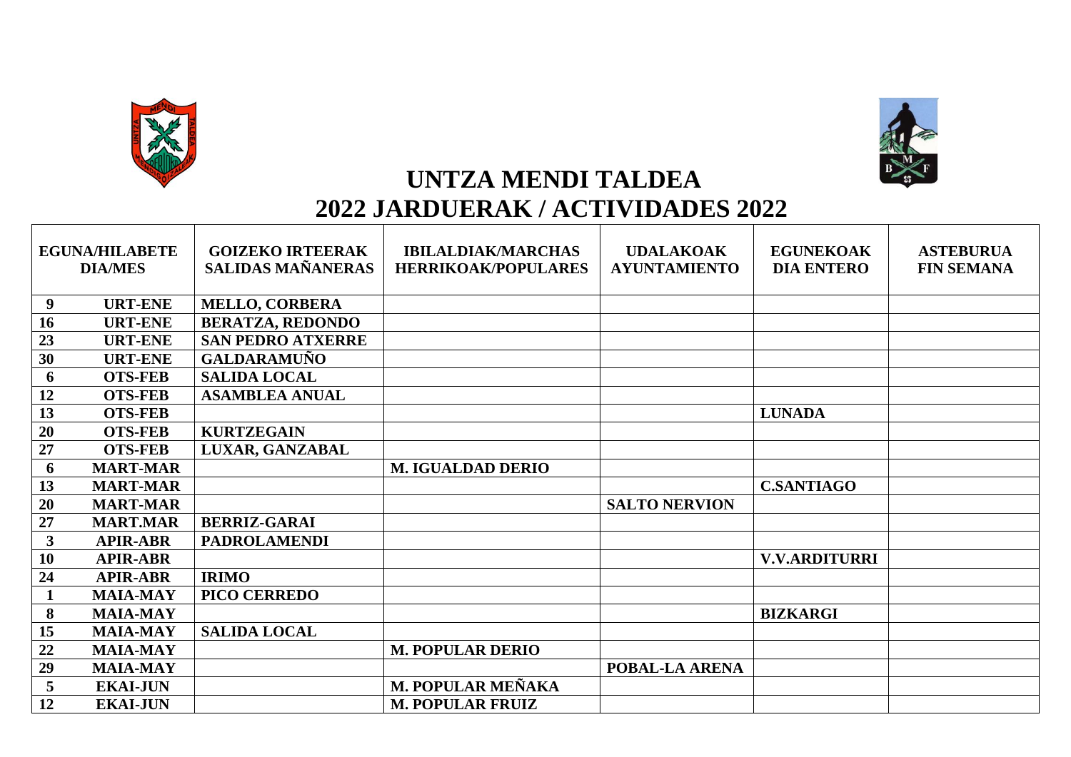# UNTZA MENDI TALDEA
## 2022 JARDUERAK / ACTIVIDADES 2022

| EGUNA/HILABETE DIA/MES | | GOIZEKO IRTEERAK SALIDAS MAÑANERAS | IBILALDIAK/MARCHAS HERRIKOAK/POPULARES | UDALAKOAK AYUNTAMIENTO | EGUNEKOAK DIA ENTERO | ASTEBURUA FIN SEMANA |
|---|---|---|---|---|---|---|
| 9 | URT-ENE | MELLO, CORBERA | | | | |
| 16 | URT-ENE | BERATZA, REDONDO | | | | |
| 23 | URT-ENE | SAN PEDRO ATXERRE | | | | |
| 30 | URT-ENE | GALDARAMUÑO | | | | |
| 6 | OTS-FEB | SALIDA LOCAL | | | | |
| 12 | OTS-FEB | ASAMBLEA ANUAL | | | | |
| 13 | OTS-FEB | | | | LUNADA | |
| 20 | OTS-FEB | KURTZEGAIN | | | | |
| 27 | OTS-FEB | LUXAR, GANZABAL | | | | |
| 6 | MART-MAR | | M. IGUALDAD DERIO | | | |
| 13 | MART-MAR | | | | C.SANTIAGO | |
| 20 | MART-MAR | | | SALTO NERVION | | |
| 27 | MART.MAR | BERRIZ-GARAI | | | | |
| 3 | APIR-ABR | PADROLAMENDI | | | | |
| 10 | APIR-ABR | | | | V.V.ARDITURRI | |
| 24 | APIR-ABR | IRIMO | | | | |
| 1 | MAIA-MAY | PICO CERREDO | | | | |
| 8 | MAIA-MAY | | | | BIZKARGI | |
| 15 | MAIA-MAY | SALIDA LOCAL | | | | |
| 22 | MAIA-MAY | | M. POPULAR DERIO | | | |
| 29 | MAIA-MAY | | | POBAL-LA ARENA | | |
| 5 | EKAI-JUN | | M. POPULAR MEÑAKA | | | |
| 12 | EKAI-JUN | | M. POPULAR FRUIZ | | | |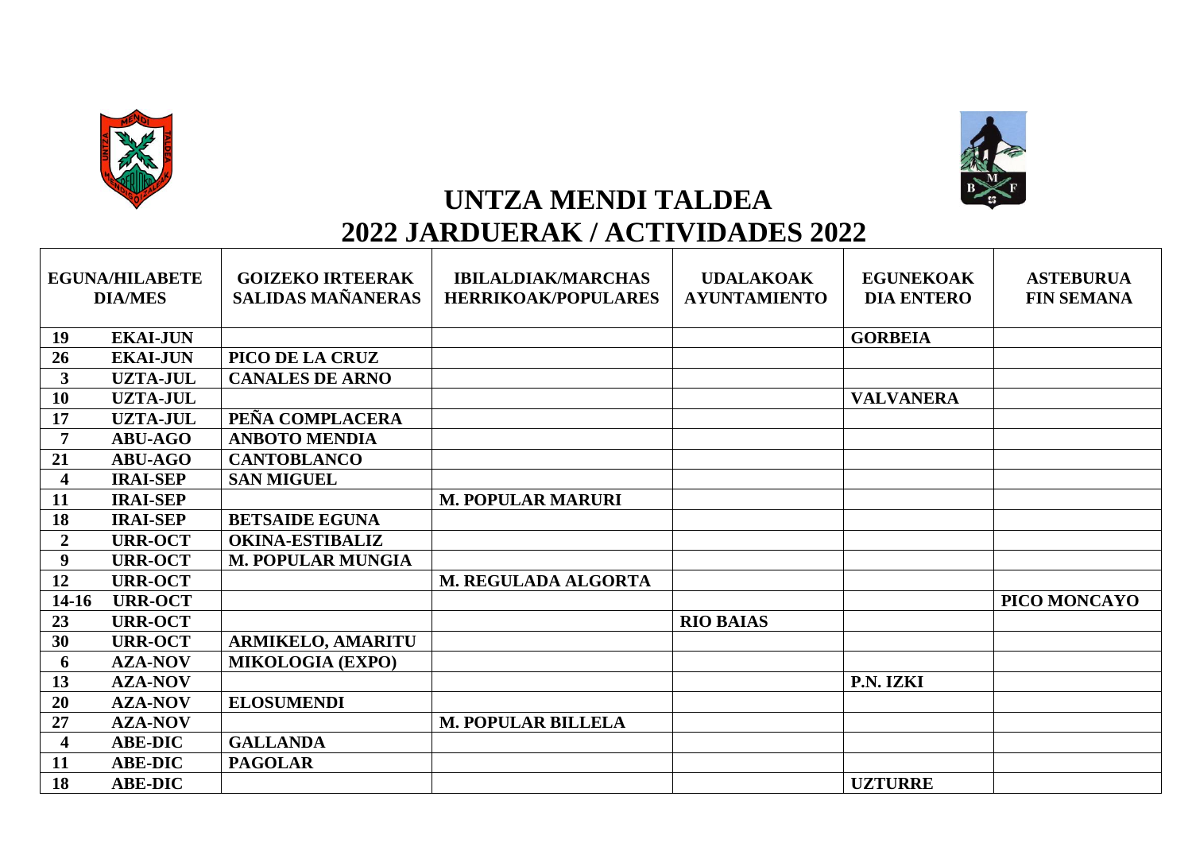# UNTZA MENDI TALDEA
# 2022 JARDUERAK / ACTIVIDADES 2022

| EGUNA/HILABETE DIA/MES | | GOIZEKO IRTEERAK SALIDAS MAÑANERAS | IBILALDIAK/MARCHAS HERRIKOAK/POPULARES | UDALAKOAK AYUNTAMIENTO | EGUNEKOAK DIA ENTERO | ASTEBURUA FIN SEMANA |
|---|---|---|---|---|---|---|
| **19** | **EKAI-JUN** | | | | **GORBEIA** | |
| **26** | **EKAI-JUN** | **PICO DE LA CRUZ** | | | | |
| **3** | **UZTA-JUL** | **CANALES DE ARNO** | | | | |
| **10** | **UZTA-JUL** | | | | **VALVANERA** | |
| **17** | **UZTA-JUL** | **PEÑA COMPLACERA** | | | | |
| **7** | **ABU-AGO** | **ANBOTO MENDIA** | | | | |
| **21** | **ABU-AGO** | **CANTOBLANCO** | | | | |
| **4** | **IRAI-SEP** | **SAN MIGUEL** | | | | |
| **11** | **IRAI-SEP** | | **M. POPULAR MARURI** | | | |
| **18** | **IRAI-SEP** | **BETSAIDE EGUNA** | | | | |
| **2** | **URR-OCT** | **OKINA-ESTIBALIZ** | | | | |
| **9** | **URR-OCT** | **M. POPULAR MUNGIA** | | | | |
| **12** | **URR-OCT** | | **M. REGULADA ALGORTA** | | | |
| **14-16** | **URR-OCT** | | | | | **PICO MONCAYO** |
| **23** | **URR-OCT** | | | **RIO BAIAS** | | |
| **30** | **URR-OCT** | **ARMIKELO, AMARITU** | | | | |
| **6** | **AZA-NOV** | **MIKOLOGIA (EXPO)** | | | | |
| **13** | **AZA-NOV** | | | | **P.N. IZKI** | |
| **20** | **AZA-NOV** | **ELOSUMENDI** | | | | |
| **27** | **AZA-NOV** | | **M. POPULAR BILLELA** | | | |
| **4** | **ABE-DIC** | **GALLANDA** | | | | |
| **11** | **ABE-DIC** | **PAGOLAR** | | | | |
| **18** | **ABE-DIC** | | | | **UZTURRE** | |